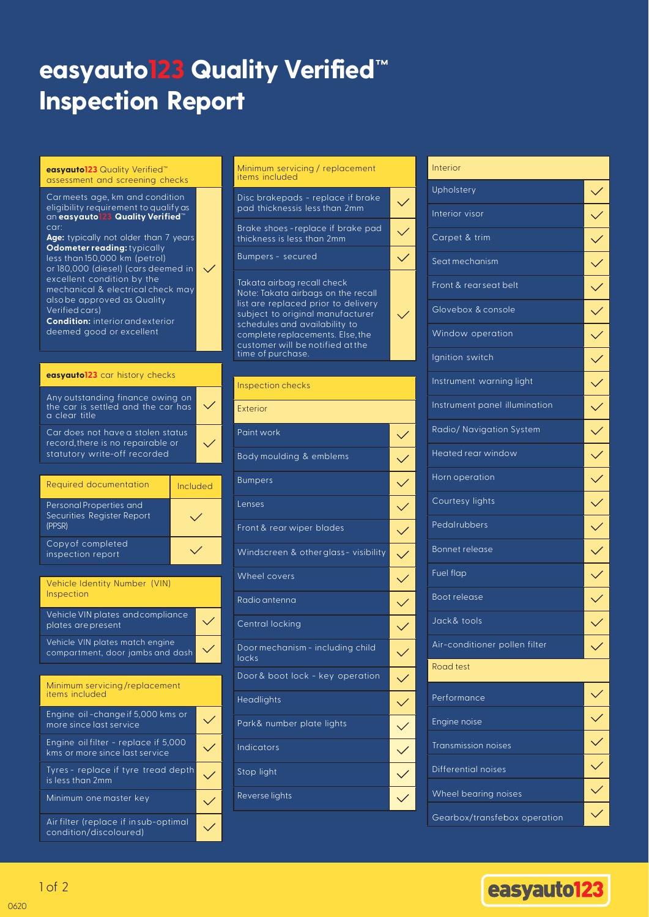# easyauto123 Quality Verified™ Inspection Report

| **easyauto123** Quality Verified™ assessment and screening checks | |
|---|---|
| Car meets age, km and condition eligibility requirement to qualify as an **easyauto123 Quality Verified**™ car:<br>**Age:** typically not older than 7 years<br>**Odometer reading:** typically less than 150,000 km (petrol) or 180,000 (diesel) (cars deemed in excellent condition by the mechanical & electrical check may also be approved as Quality Verified cars)<br>**Condition:** interior and exterior deemed good or excellent | ✓ |

| **easyauto123** car history checks | |
|---|---|
| Any outstanding finance owing on the car is settled and the car has a clear title | ✓ |
| Car does not have a stolen status record, there is no repairable or statutory write-off recorded | ✓ |

| Required documentation | Included |
|---|---|
| Personal Properties and Securities Register Report (PPSR) | ✓ |
| Copy of completed inspection report | ✓ |

| Vehicle Identity Number (VIN) Inspection | |
|---|---|
| Vehicle VIN plates and compliance plates are present | ✓ |
| Vehicle VIN plates match engine compartment, door jambs and dash | ✓ |

| Minimum servicing/replacement items included | |
|---|---|
| Engine oil - change if 5,000 kms or more since last service | ✓ |
| Engine oil filter - replace if 5,000 kms or more since last service | ✓ |
| Tyres - replace if tyre tread depth is less than 2mm | ✓ |
| Minimum one master key | ✓ |
| Air filter (replace if in sub-optimal condition/discoloured) | ✓ |

| Minimum servicing / replacement items included | |
|---|---|
| Disc brakepads - replace if brake pad thicknessis less than 2mm | ✓ |
| Brake shoes - replace if brake pad thickness is less than 2mm | ✓ |
| Bumpers - secured | ✓ |
| Takata airbag recall check<br>Note: Takata airbags on the recall list are replaced prior to delivery subject to original manufacturer schedules and availability to complete replacements. Else, the customer will be notified at the time of purchase. | ✓ |

| Inspection checks | |
|---|---|
| **Exterior** | |
| Paint work | ✓ |
| Body moulding & emblems | ✓ |
| Bumpers | ✓ |
| Lenses | ✓ |
| Front & rear wiper blades | ✓ |
| Windscreen & other glass - visibility | ✓ |
| Wheel covers | ✓ |
| Radio antenna | ✓ |
| Central locking | ✓ |
| Door mechanism - including child locks | ✓ |
| Door & boot lock - key operation | ✓ |
| Headlights | ✓ |
| Park & number plate lights | ✓ |
| Indicators | ✓ |
| Stop light | ✓ |
| Reverse lights | ✓ |

| Interior | |
|---|---|
| Upholstery | ✓ |
| Interior visor | ✓ |
| Carpet & trim | ✓ |
| Seat mechanism | ✓ |
| Front & rear seat belt | ✓ |
| Glovebox & console | ✓ |
| Window operation | ✓ |
| Ignition switch | ✓ |
| Instrument warning light | ✓ |
| Instrument panel illumination | ✓ |
| Radio/ Navigation System | ✓ |
| Heated rear window | ✓ |
| Horn operation | ✓ |
| Courtesy lights | ✓ |
| Pedal rubbers | ✓ |
| Bonnet release | ✓ |
| Fuel flap | ✓ |
| Boot release | ✓ |
| Jack & tools | ✓ |
| Air-conditioner pollen filter | ✓ |
| **Road test** | |
| Performance | ✓ |
| Engine noise | ✓ |
| Transmission noises | ✓ |
| Differential noises | ✓ |
| Wheel bearing noises | ✓ |
| Gearbox/transfebox operation | ✓ |

0620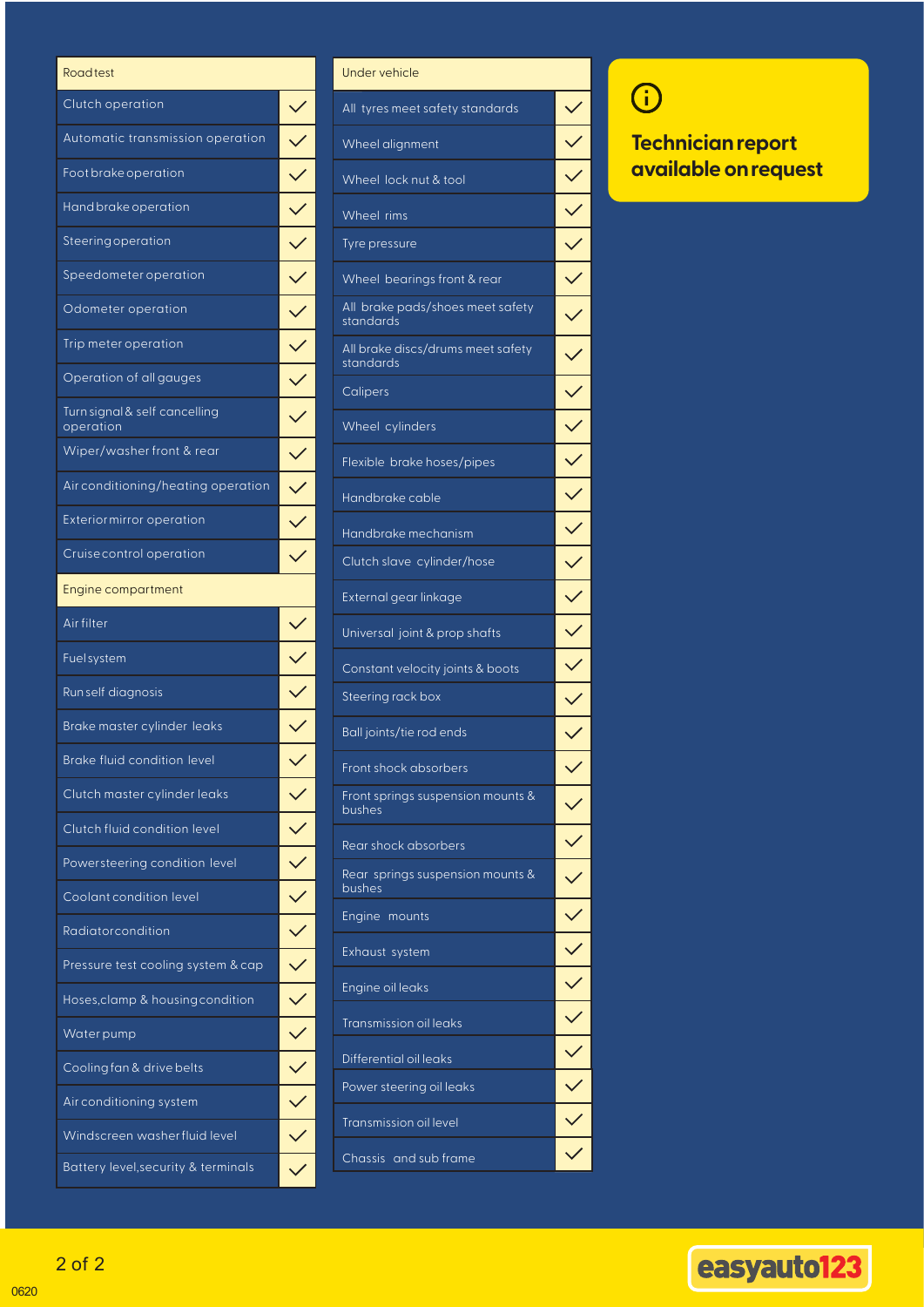| Road test | |
|---|---|
| Clutch operation | ✓ |
| Automatic transmission operation | ✓ |
| Foot brake operation | ✓ |
| Hand brake operation | ✓ |
| Steering operation | ✓ |
| Speedometer operation | ✓ |
| Odometer operation | ✓ |
| Trip meter operation | ✓ |
| Operation of all gauges | ✓ |
| Turn signal & self cancelling operation | ✓ |
| Wiper/washer front & rear | ✓ |
| Air conditioning/heating operation | ✓ |
| Exterior mirror operation | ✓ |
| Cruise control operation | ✓ |

| Engine compartment | |
|---|---|
| Air filter | ✓ |
| Fuel system | ✓ |
| Run self diagnosis | ✓ |
| Brake master cylinder leaks | ✓ |
| Brake fluid condition level | ✓ |
| Clutch master cylinder leaks | ✓ |
| Clutch fluid condition level | ✓ |
| Powersteering condition level | ✓ |
| Coolant condition level | ✓ |
| Radiator condition | ✓ |
| Pressure test cooling system & cap | ✓ |
| Hoses, clamp & housing condition | ✓ |
| Water pump | ✓ |
| Cooling fan & drive belts | ✓ |
| Air conditioning system | ✓ |
| Windscreen washer fluid level | ✓ |
| Battery level, security & terminals | ✓ |

| Under vehicle | |
|---|---|
| All tyres meet safety standards | ✓ |
| Wheel alignment | ✓ |
| Wheel lock nut & tool | ✓ |
| Wheel rims | ✓ |
| Tyre pressure | ✓ |
| Wheel bearings front & rear | ✓ |
| All brake pads/shoes meet safety standards | ✓ |
| All brake discs/drums meet safety standards | ✓ |
| Calipers | ✓ |
| Wheel cylinders | ✓ |
| Flexible brake hoses/pipes | ✓ |
| Handbrake cable | ✓ |
| Handbrake mechanism | ✓ |
| Clutch slave cylinder/hose | ✓ |
| External gear linkage | ✓ |
| Universal joint & prop shafts | ✓ |
| Constant velocity joints & boots | ✓ |
| Steering rack box | ✓ |
| Ball joints/tie rod ends | ✓ |
| Front shock absorbers | ✓ |
| Front springs suspension mounts & bushes | ✓ |
| Rear shock absorbers | ✓ |
| Rear springs suspension mounts & bushes | ✓ |
| Engine mounts | ✓ |
| Exhaust system | ✓ |
| Engine oil leaks | ✓ |
| Transmission oil leaks | ✓ |
| Differential oil leaks | ✓ |
| Power steering oil leaks | ✓ |
| Transmission oil level | ✓ |
| Chassis and sub frame | ✓ |

**Technician report available on request**

easyauto123

0620